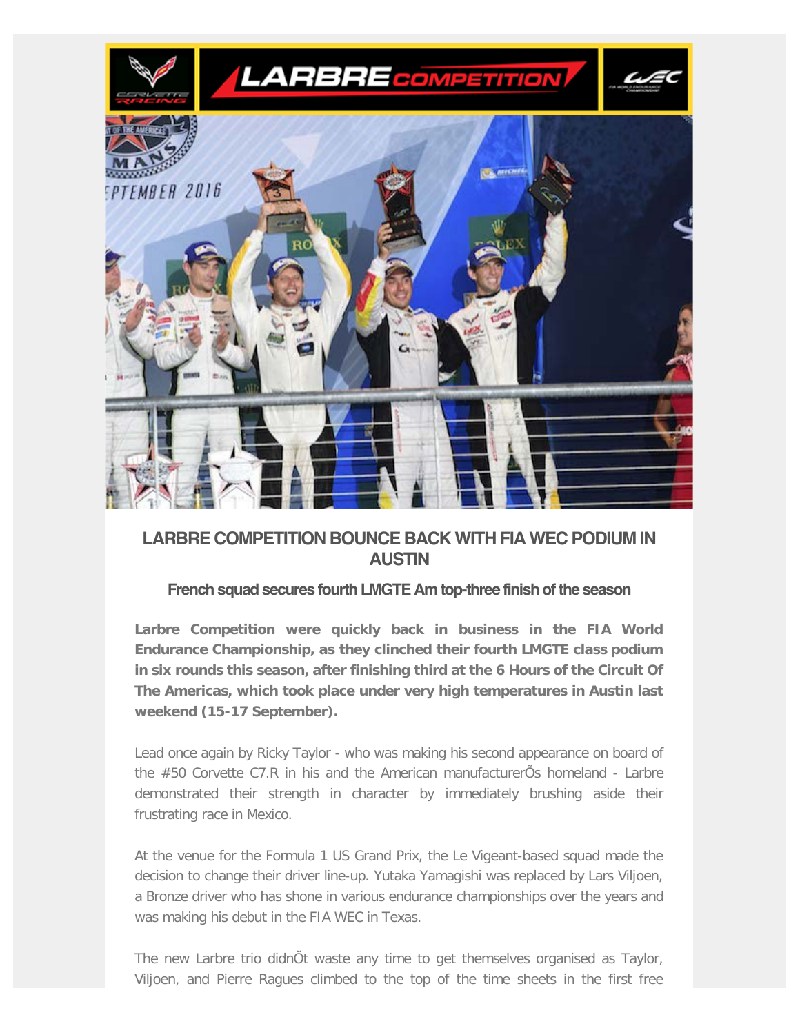## LARBRE COMPETITION BOUNCE BACK WITH FIA WEC PODIUM IN AUSTIN

### French squad secures fourth LMGTE Am top-three finish of the season

**Larbre Competition were quickly back in business in the FIA World Endurance Championship, as they clinched their fourth LMGTE class podium in six rounds this season, after finishing third at the 6 Hours of the Circuit Of The Americas, which took place under very high temperatures in Austin last weekend (15-17 September).**

Lead once again by Ricky Taylor - who was making his second appearance on board of the #50 Corvette C7.R in his and the American manufacturerÕs homeland - Larbre demonstrated their strength in character by immediately brushing aside their frustrating race in Mexico.

At the venue for the Formula 1 US Grand Prix, the Le Vigeant-based squad made the decision to change their driver line-up. Yutaka Yamagishi was replaced by Lars Viljoen, a Bronze driver who has shone in various endurance championships over the years and was making his debut in the FIA WEC in Texas.

The new Larbre trio didnÕt waste any time to get themselves organised as Taylor, Viljoen, and Pierre Ragues climbed to the top of the time sheets in the first free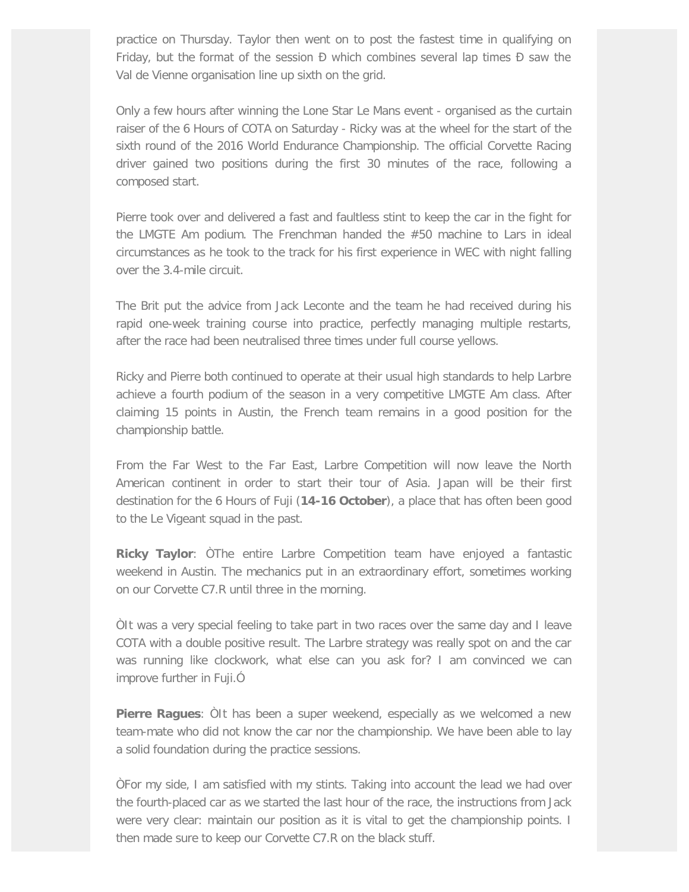practice on Thursday. Taylor then went on to post the fastest time in qualifying on Friday, but the format of the session Ð which combines several lap times Ð saw the Val de Vienne organisation line up sixth on the grid.

Only a few hours after winning the Lone Star Le Mans event - organised as the curtain raiser of the 6 Hours of COTA on Saturday - Ricky was at the wheel for the start of the sixth round of the 2016 World Endurance Championship. The official Corvette Racing driver gained two positions during the first 30 minutes of the race, following a composed start.

Pierre took over and delivered a fast and faultless stint to keep the car in the fight for the LMGTE Am podium. The Frenchman handed the #50 machine to Lars in ideal circumstances as he took to the track for his first experience in WEC with night falling over the 3.4-mile circuit.

The Brit put the advice from Jack Leconte and the team he had received during his rapid one-week training course into practice, perfectly managing multiple restarts, after the race had been neutralised three times under full course yellows.

Ricky and Pierre both continued to operate at their usual high standards to help Larbre achieve a fourth podium of the season in a very competitive LMGTE Am class. After claiming 15 points in Austin, the French team remains in a good position for the championship battle.

From the Far West to the Far East, Larbre Competition will now leave the North American continent in order to start their tour of Asia. Japan will be their first destination for the 6 Hours of Fuji (**14-16 October**), a place that has often been good to the Le Vigeant squad in the past.

**Ricky Taylor**: ÒThe entire Larbre Competition team have enjoyed a fantastic weekend in Austin. The mechanics put in an extraordinary effort, sometimes working on our Corvette C7.R until three in the morning.

ÒIt was a very special feeling to take part in two races over the same day and I leave COTA with a double positive result. The Larbre strategy was really spot on and the car was running like clockwork, what else can you ask for? I am convinced we can improve further in Fuji.Ó

**Pierre Ragues**: ÒIt has been a super weekend, especially as we welcomed a new team-mate who did not know the car nor the championship. We have been able to lay a solid foundation during the practice sessions.

ÒFor my side, I am satisfied with my stints. Taking into account the lead we had over the fourth-placed car as we started the last hour of the race, the instructions from Jack were very clear: maintain our position as it is vital to get the championship points. I then made sure to keep our Corvette C7.R on the black stuff.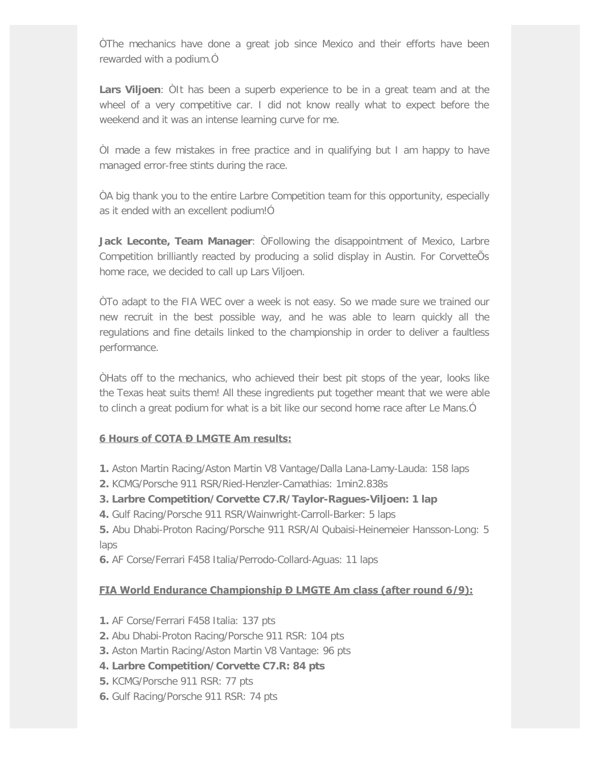ÒThe mechanics have done a great job since Mexico and their efforts have been rewarded with a podium.Ó

**Lars Viljoen**: ÒIt has been a superb experience to be in a great team and at the wheel of a very competitive car. I did not know really what to expect before the weekend and it was an intense learning curve for me.

ÒI made a few mistakes in free practice and in qualifying but I am happy to have managed error-free stints during the race.

ÒA big thank you to the entire Larbre Competition team for this opportunity, especially as it ended with an excellent podium!Ó

**Jack Leconte, Team Manager**: ÒFollowing the disappointment of Mexico, Larbre Competition brilliantly reacted by producing a solid display in Austin. For CorvetteÕs home race, we decided to call up Lars Viljoen.

ÒTo adapt to the FIA WEC over a week is not easy. So we made sure we trained our new recruit in the best possible way, and he was able to learn quickly all the regulations and fine details linked to the championship in order to deliver a faultless performance.

ÒHats off to the mechanics, who achieved their best pit stops of the year, looks like the Texas heat suits them! All these ingredients put together meant that we were able to clinch a great podium for what is a bit like our second home race after Le Mans.Ó

**6 Hours of COTA Ð LMGTE Am results:**

**1.** Aston Martin Racing/Aston Martin V8 Vantage/Dalla Lana-Lamy-Lauda: 158 laps
**2.** KCMG/Porsche 911 RSR/Ried-Henzler-Camathias: 1min2.838s
**3. Larbre Competition/Corvette C7.R/Taylor-Ragues-Viljoen: 1 lap**
**4.** Gulf Racing/Porsche 911 RSR/Wainwright-Carroll-Barker: 5 laps
**5.** Abu Dhabi-Proton Racing/Porsche 911 RSR/Al Qubaisi-Heinemeier Hansson-Long: 5 laps
**6.** AF Corse/Ferrari F458 Italia/Perrodo-Collard-Aguas: 11 laps

**FIA World Endurance Championship Ð LMGTE Am class (after round 6/9):**

**1.** AF Corse/Ferrari F458 Italia: 137 pts
**2.** Abu Dhabi-Proton Racing/Porsche 911 RSR: 104 pts
**3.** Aston Martin Racing/Aston Martin V8 Vantage: 96 pts
**4. Larbre Competition/Corvette C7.R: 84 pts**
**5.** KCMG/Porsche 911 RSR: 77 pts
**6.** Gulf Racing/Porsche 911 RSR: 74 pts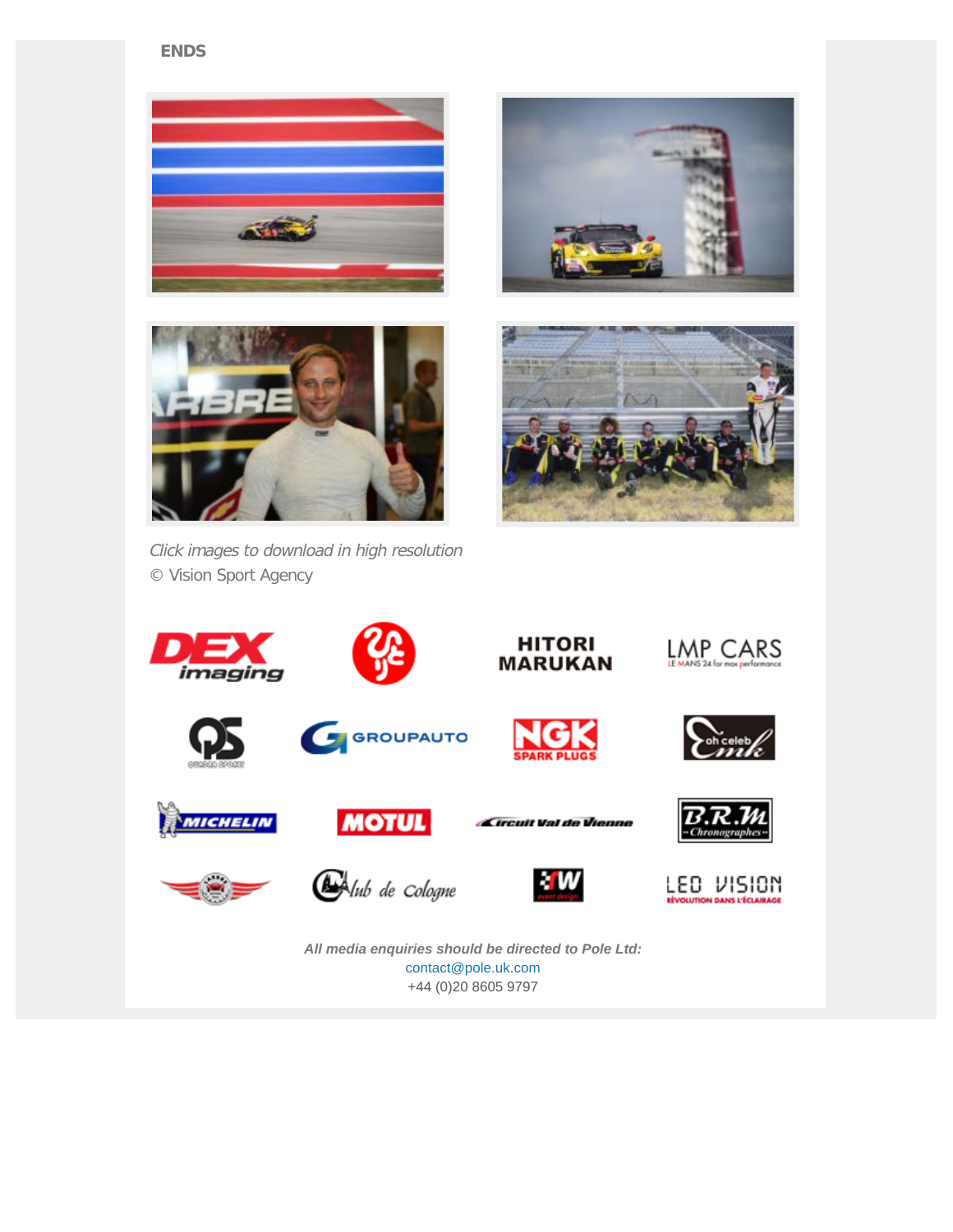**ENDS**

*Click images to download in high resolution*
© Vision Sport Agency

*All media enquiries should be directed to Pole Ltd:*
contact@pole.uk.com
+44 (0)20 8605 9797